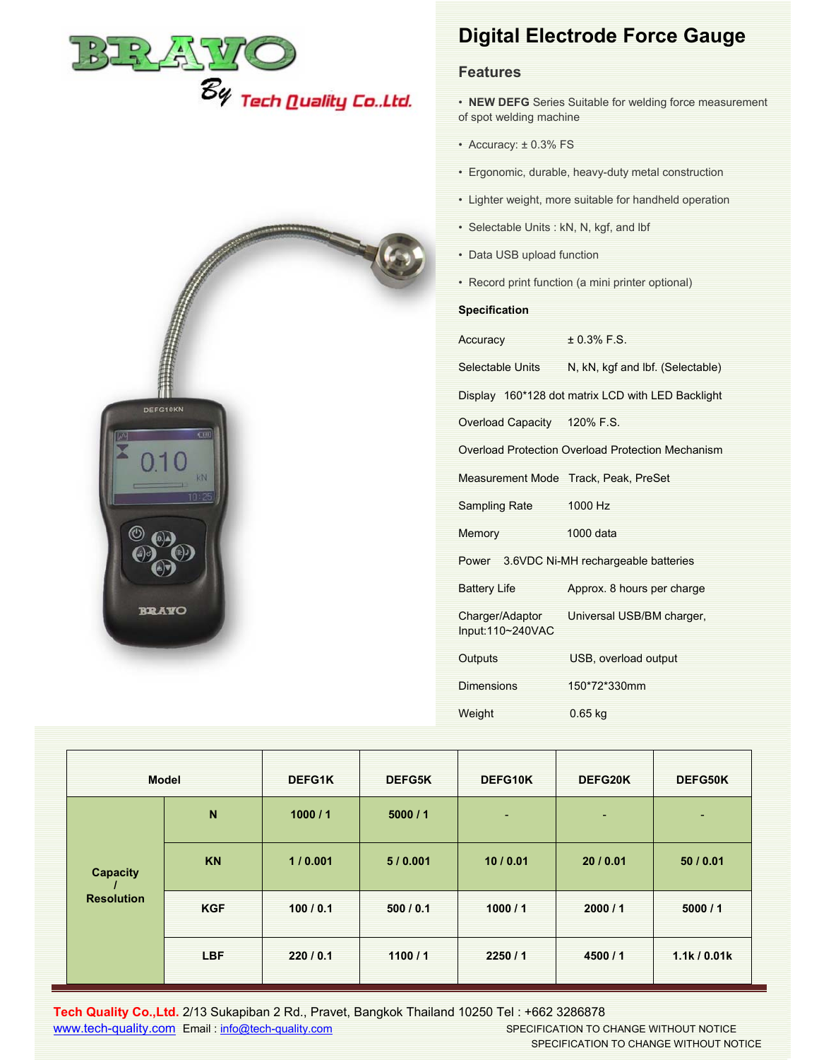BRAVO

By Tech Quality Co.,Ltd.

# Digital Electrode Force Gauge

## Features

- **NEW DEFG** Series Suitable for welding force measurement of spot welding machine
- Accuracy: ± 0.3% FS
- Ergonomic, durable, heavy-duty metal construction
- Lighter weight, more suitable for handheld operation
- Selectable Units : kN, N, kgf, and lbf
- Data USB upload function
- Record print function (a mini printer optional)

## Specification

| | |
|---|---|
| Accuracy | ± 0.3% F.S. |
| Selectable Units | N, kN, kgf and lbf. (Selectable) |
| Display | 160*128 dot matrix LCD with LED Backlight |
| Overload Capacity | 120% F.S. |
| Overload Protection | Overload Protection Mechanism |
| Measurement Mode | Track, Peak, PreSet |
| Sampling Rate | 1000 Hz |
| Memory | 1000 data |
| Power | 3.6VDC Ni-MH rechargeable batteries |
| Battery Life | Approx. 8 hours per charge |
| Charger/Adaptor | Universal USB/BM charger, Input:110~240VAC |
| Outputs | USB, overload output |
| Dimensions | 150*72*330mm |
| Weight | 0.65 kg |

| Model | | DEFG1K | DEFG5K | DEFG10K | DEFG20K | DEFG50K |
|---|---|---|---|---|---|---|
| Capacity / Resolution | N | 1000 / 1 | 5000 / 1 | - | - | - |
| | KN | 1 / 0.001 | 5 / 0.001 | 10 / 0.01 | 20 / 0.01 | 50 / 0.01 |
| | KGF | 100 / 0.1 | 500 / 0.1 | 1000 / 1 | 2000 / 1 | 5000 / 1 |
| | LBF | 220 / 0.1 | 1100 / 1 | 2250 / 1 | 4500 / 1 | 1.1k / 0.01k |

**Tech Quality Co.,Ltd.** 2/13 Sukapiban 2 Rd., Pravet, Bangkok Thailand 10250 Tel : +662 3286878

www.tech-quality.com Email : info@tech-quality.com

SPECIFICATION TO CHANGE WITHOUT NOTICE

SPECIFICATION TO CHANGE WITHOUT NOTICE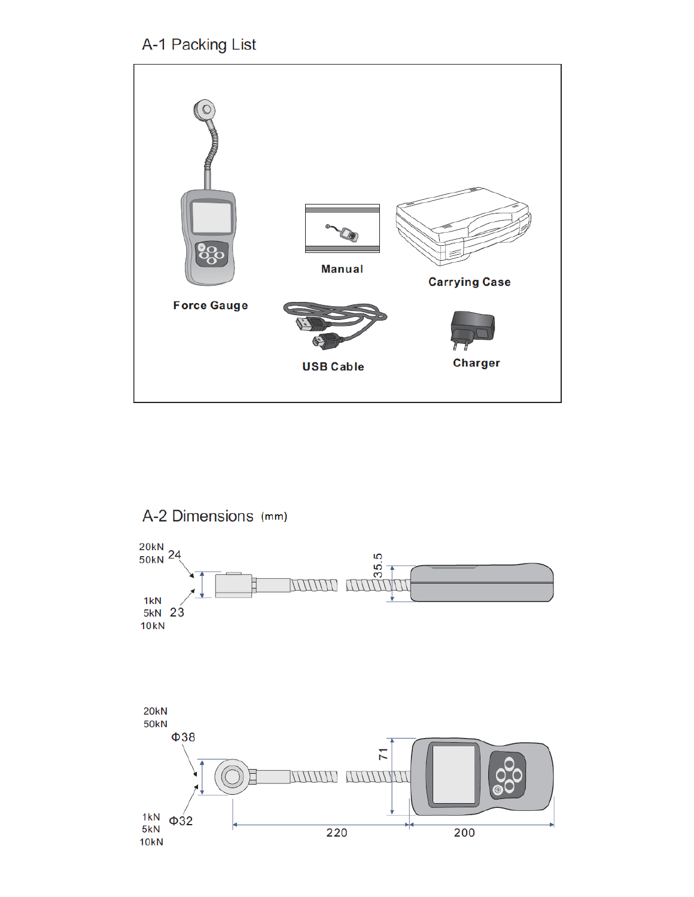## A-1 Packing List

Force Gauge

Manual

Carrying Case

USB Cable

Charger

## A-2 Dimensions (mm)

20kN
50kN
24

1kN
5kN
10kN
23

35.5

20kN
50kN
Φ38

1kN
5kN
10kN
Φ32

71

220

200